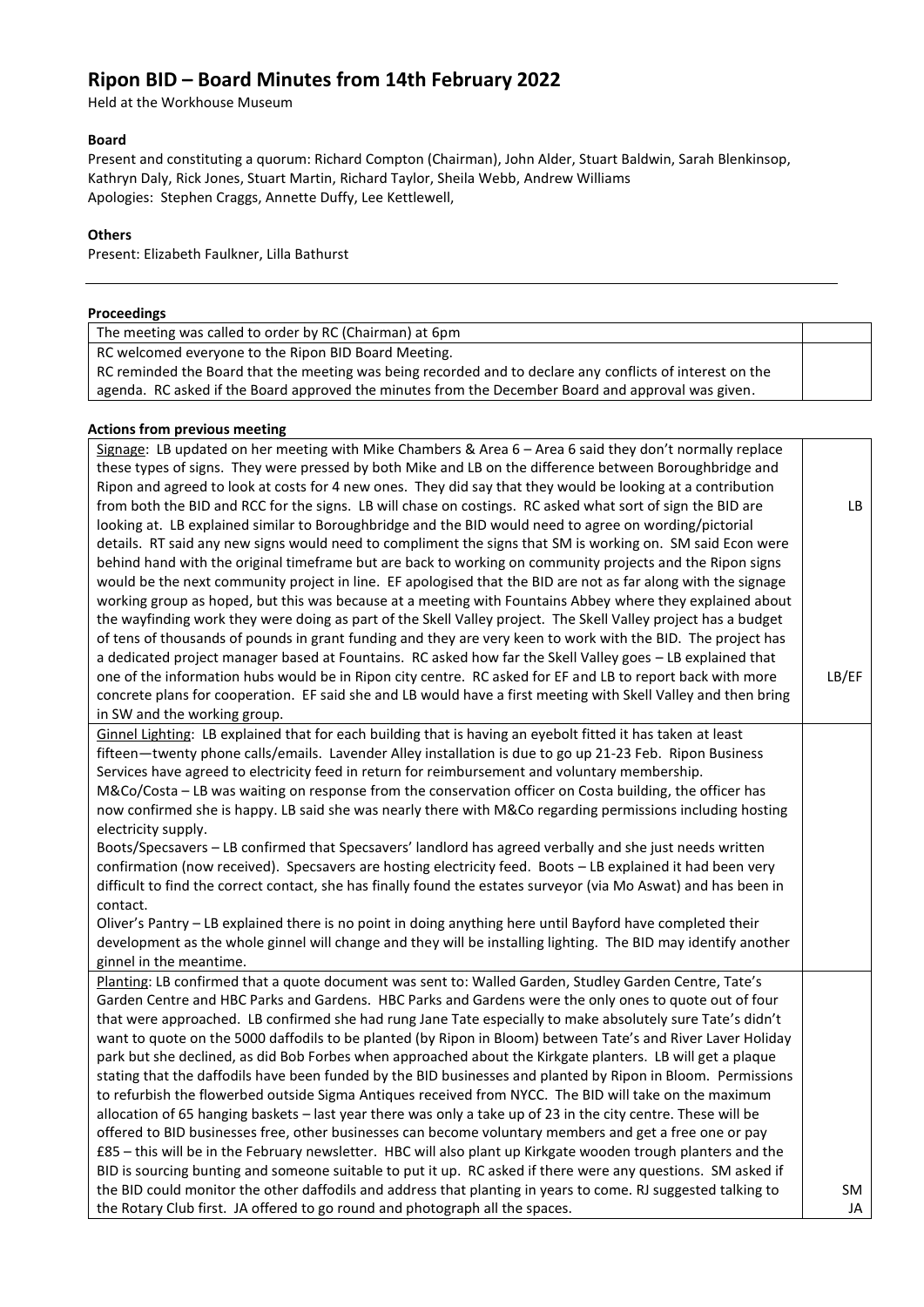# Ripon BID – Board Minutes from 14th February 2022

Held at the Workhouse Museum

**Board**

Present and constituting a quorum: Richard Compton (Chairman), John Alder, Stuart Baldwin, Sarah Blenkinsop, Kathryn Daly, Rick Jones, Stuart Martin, Richard Taylor, Sheila Webb, Andrew Williams

Apologies: Stephen Craggs, Annette Duffy, Lee Kettlewell,

**Others**

Present: Elizabeth Faulkner, Lilla Bathurst

---

**Proceedings**

| | |
|---|---|
| The meeting was called to order by RC (Chairman) at 6pm | |
| RC welcomed everyone to the Ripon BID Board Meeting. RC reminded the Board that the meeting was being recorded and to declare any conflicts of interest on the agenda. RC asked if the Board approved the minutes from the December Board and approval was given. | |

**Actions from previous meeting**

| | |
|---|---|
| Signage: LB updated on her meeting with Mike Chambers & Area 6 – Area 6 said they don't normally replace these types of signs. They were pressed by both Mike and LB on the difference between Boroughbridge and Ripon and agreed to look at costs for 4 new ones. They did say that they would be looking at a contribution from both the BID and RCC for the signs. LB will chase on costings. RC asked what sort of sign the BID are looking at. LB explained similar to Boroughbridge and the BID would need to agree on wording/pictorial details. RT said any new signs would need to compliment the signs that SM is working on. SM said Econ were behind hand with the original timeframe but are back to working on community projects and the Ripon signs would be the next community project in line. EF apologised that the BID are not as far along with the signage working group as hoped, but this was because at a meeting with Fountains Abbey where they explained about the wayfinding work they were doing as part of the Skell Valley project. The Skell Valley project has a budget of tens of thousands of pounds in grant funding and they are very keen to work with the BID. The project has a dedicated project manager based at Fountains. RC asked how far the Skell Valley goes – LB explained that one of the information hubs would be in Ripon city centre. RC asked for EF and LB to report back with more concrete plans for cooperation. EF said she and LB would have a first meeting with Skell Valley and then bring in SW and the working group. | LB<br><br>LB/EF |
| Ginnel Lighting: LB explained that for each building that is having an eyebolt fitted it has taken at least fifteen—twenty phone calls/emails. Lavender Alley installation is due to go up 21-23 Feb. Ripon Business Services have agreed to electricity feed in return for reimbursement and voluntary membership.<br>M&Co/Costa – LB was waiting on response from the conservation officer on Costa building, the officer has now confirmed she is happy. LB said she was nearly there with M&Co regarding permissions including hosting electricity supply.<br>Boots/Specsavers – LB confirmed that Specsavers' landlord has agreed verbally and she just needs written confirmation (now received). Specsavers are hosting electricity feed. Boots – LB explained it had been very difficult to find the correct contact, she has finally found the estates surveyor (via Mo Aswat) and has been in contact.<br>Oliver's Pantry – LB explained there is no point in doing anything here until Bayford have completed their development as the whole ginnel will change and they will be installing lighting. The BID may identify another ginnel in the meantime. | |
| Planting: LB confirmed that a quote document was sent to: Walled Garden, Studley Garden Centre, Tate's Garden Centre and HBC Parks and Gardens. HBC Parks and Gardens were the only ones to quote out of four that were approached. LB confirmed she had rung Jane Tate especially to make absolutely sure Tate's didn't want to quote on the 5000 daffodils to be planted (by Ripon in Bloom) between Tate's and River Laver Holiday park but she declined, as did Bob Forbes when approached about the Kirkgate planters. LB will get a plaque stating that the daffodils have been funded by the BID businesses and planted by Ripon in Bloom. Permissions to refurbish the flowerbed outside Sigma Antiques received from NYCC. The BID will take on the maximum allocation of 65 hanging baskets – last year there was only a take up of 23 in the city centre. These will be offered to BID businesses free, other businesses can become voluntary members and get a free one or pay £85 – this will be in the February newsletter. HBC will also plant up Kirkgate wooden trough planters and the BID is sourcing bunting and someone suitable to put it up. RC asked if there were any questions. SM asked if the BID could monitor the other daffodils and address that planting in years to come. RJ suggested talking to the Rotary Club first. JA offered to go round and photograph all the spaces. | SM<br>JA |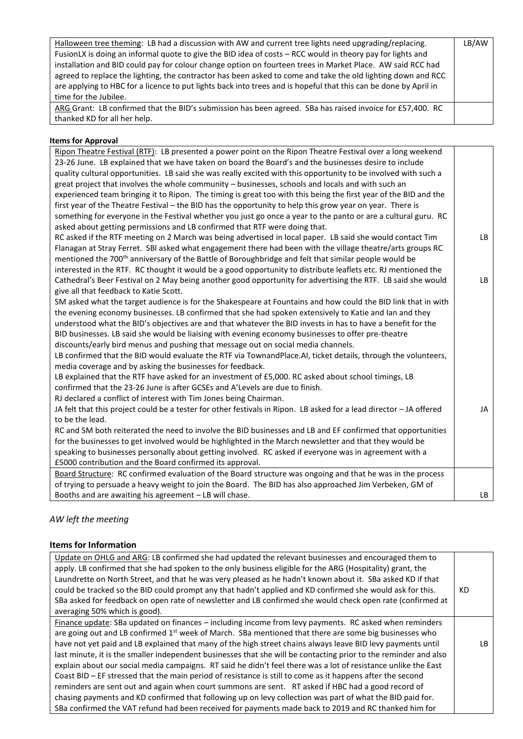| | |
|---|---|
| Halloween tree theming: LB had a discussion with AW and current tree lights need upgrading/replacing. FusionLX is doing an informal quote to give the BID idea of costs – RCC would in theory pay for lights and installation and BID could pay for colour change option on fourteen trees in Market Place. AW said RCC had agreed to replace the lighting, the contractor has been asked to come and take the old lighting down and RCC are applying to HBC for a licence to put lights back into trees and is hopeful that this can be done by April in time for the Jubilee. | LB/AW |
| ARG Grant: LB confirmed that the BID's submission has been agreed. SBa has raised invoice for £57,400. RC thanked KD for all her help. | |

**Items for Approval**

| | |
|---|---|
| Ripon Theatre Festival (RTF): LB presented a power point on the Ripon Theatre Festival over a long weekend 23-26 June. LB explained that we have taken on board the Board's and the businesses desire to include quality cultural opportunities. LB said she was really excited with this opportunity to be involved with such a great project that involves the whole community – businesses, schools and locals and with such an experienced team bringing it to Ripon. The timing is great too with this being the first year of the BID and the first year of the Theatre Festival – the BID has the opportunity to help this grow year on year. There is something for everyone in the Festival whether you just go once a year to the panto or are a cultural guru. RC asked about getting permissions and LB confirmed that RTF were doing that.<br>RC asked if the RTF meeting on 2 March was being advertised in local paper. LB said she would contact Tim Flanagan at Stray Ferret. SBl asked what engagement there had been with the village theatre/arts groups RC mentioned the 700th anniversary of the Battle of Boroughbridge and felt that similar people would be interested in the RTF. RC thought it would be a good opportunity to distribute leaflets etc. RJ mentioned the Cathedral's Beer Festival on 2 May being another good opportunity for advertising the RTF. LB said she would give all that feedback to Katie Scott.<br>SM asked what the target audience is for the Shakespeare at Fountains and how could the BID link that in with the evening economy businesses. LB confirmed that she had spoken extensively to Katie and Ian and they understood what the BID's objectives are and that whatever the BID invests in has to have a benefit for the BID businesses. LB said she would be liaising with evening economy businesses to offer pre-theatre discounts/early bird menus and pushing that message out on social media channels.<br>LB confirmed that the BID would evaluate the RTF via TownandPlace.AI, ticket details, through the volunteers, media coverage and by asking the businesses for feedback.<br>LB explained that the RTF have asked for an investment of £5,000. RC asked about school timings, LB confirmed that the 23-26 June is after GCSEs and A'Levels are due to finish.<br>RJ declared a conflict of interest with Tim Jones being Chairman.<br>JA felt that this project could be a tester for other festivals in Ripon. LB asked for a lead director – JA offered to be the lead.<br>RC and SM both reiterated the need to involve the BID businesses and LB and EF confirmed that opportunities for the businesses to get involved would be highlighted in the March newsletter and that they would be speaking to businesses personally about getting involved. RC asked if everyone was in agreement with a £5000 contribution and the Board confirmed its approval. | LB<br><br>LB<br><br>JA |
| Board Structure: RC confirmed evaluation of the Board structure was ongoing and that he was in the process of trying to persuade a heavy weight to join the Board. The BID has also approached Jim Verbeken, GM of Booths and are awaiting his agreement – LB will chase. | LB |

*AW left the meeting*

**Items for Information**

| | |
|---|---|
| Update on OHLG and ARG: LB confirmed she had updated the relevant businesses and encouraged them to apply. LB confirmed that she had spoken to the only business eligible for the ARG (Hospitality) grant, the Laundrette on North Street, and that he was very pleased as he hadn't known about it. SBa asked KD if that could be tracked so the BID could prompt any that hadn't applied and KD confirmed she would ask for this. SBa asked for feedback on open rate of newsletter and LB confirmed she would check open rate (confirmed at averaging 50% which is good). | KD |
| Finance update: SBa updated on finances – including income from levy payments. RC asked when reminders are going out and LB confirmed 1st week of March. SBa mentioned that there are some big businesses who have not yet paid and LB explained that many of the high street chains always leave BID levy payments until last minute, it is the smaller independent businesses that she will be contacting prior to the reminder and also explain about our social media campaigns. RT said he didn't feel there was a lot of resistance unlike the East Coast BID – EF stressed that the main period of resistance is still to come as it happens after the second reminders are sent out and again when court summons are sent. RT asked if HBC had a good record of chasing payments and KD confirmed that following up on levy collection was part of what the BID paid for. SBa confirmed the VAT refund had been received for payments made back to 2019 and RC thanked him for | LB |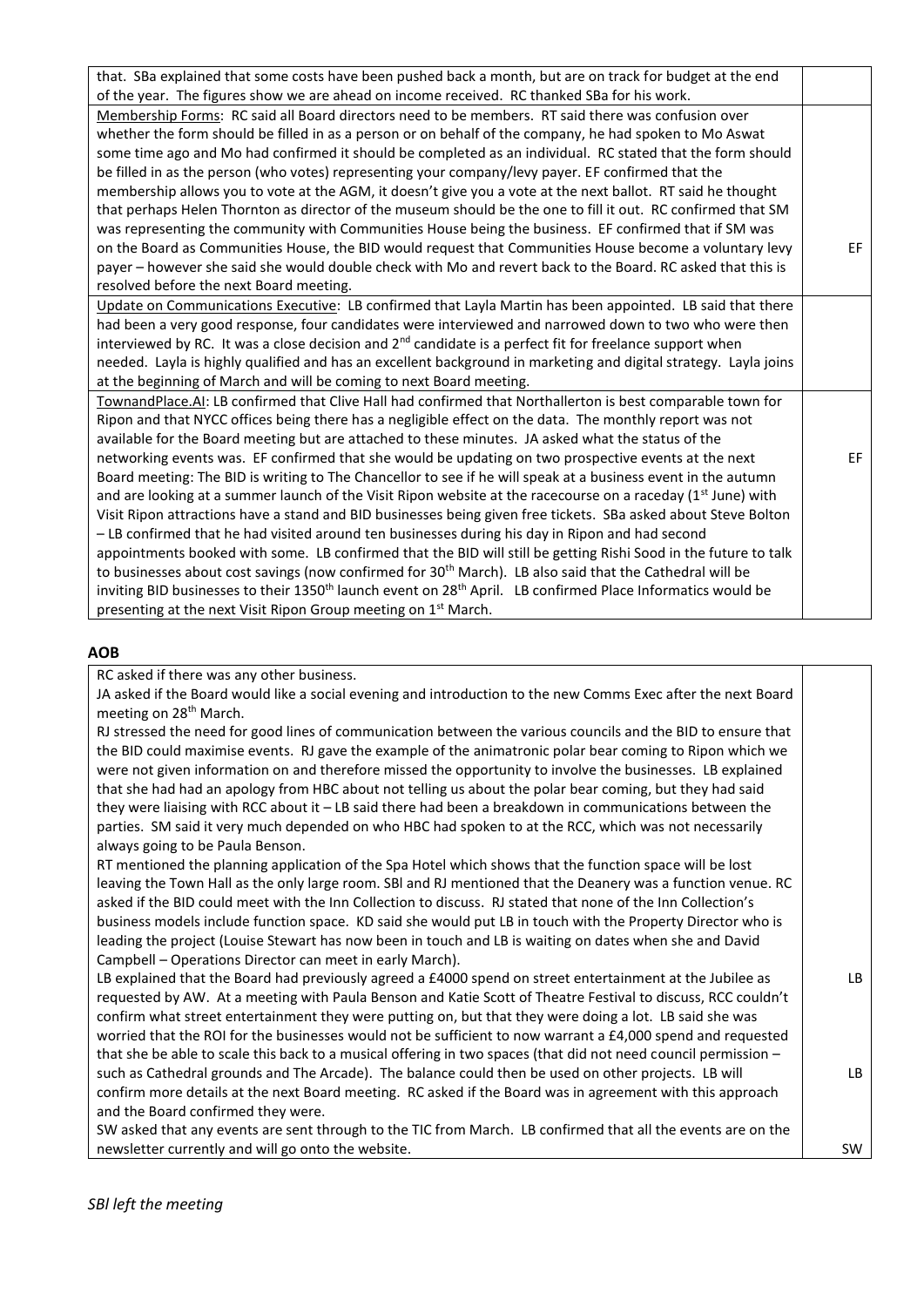| | |
|---|---|
| that. SBa explained that some costs have been pushed back a month, but are on track for budget at the end of the year. The figures show we are ahead on income received. RC thanked SBa for his work. | |
| Membership Forms: RC said all Board directors need to be members. RT said there was confusion over whether the form should be filled in as a person or on behalf of the company, he had spoken to Mo Aswat some time ago and Mo had confirmed it should be completed as an individual. RC stated that the form should be filled in as the person (who votes) representing your company/levy payer. EF confirmed that the membership allows you to vote at the AGM, it doesn't give you a vote at the next ballot. RT said he thought that perhaps Helen Thornton as director of the museum should be the one to fill it out. RC confirmed that SM was representing the community with Communities House being the business. EF confirmed that if SM was on the Board as Communities House, the BID would request that Communities House become a voluntary levy payer – however she said she would double check with Mo and revert back to the Board. RC asked that this is resolved before the next Board meeting. | EF |
| Update on Communications Executive: LB confirmed that Layla Martin has been appointed. LB said that there had been a very good response, four candidates were interviewed and narrowed down to two who were then interviewed by RC. It was a close decision and 2nd candidate is a perfect fit for freelance support when needed. Layla is highly qualified and has an excellent background in marketing and digital strategy. Layla joins at the beginning of March and will be coming to next Board meeting. | |
| TownandPlace.AI: LB confirmed that Clive Hall had confirmed that Northallerton is best comparable town for Ripon and that NYCC offices being there has a negligible effect on the data. The monthly report was not available for the Board meeting but are attached to these minutes. JA asked what the status of the networking events was. EF confirmed that she would be updating on two prospective events at the next Board meeting: The BID is writing to The Chancellor to see if he will speak at a business event in the autumn and are looking at a summer launch of the Visit Ripon website at the racecourse on a raceday (1st June) with Visit Ripon attractions have a stand and BID businesses being given free tickets. SBa asked about Steve Bolton – LB confirmed that he had visited around ten businesses during his day in Ripon and had second appointments booked with some. LB confirmed that the BID will still be getting Rishi Sood in the future to talk to businesses about cost savings (now confirmed for 30th March). LB also said that the Cathedral will be inviting BID businesses to their 1350th launch event on 28th April. LB confirmed Place Informatics would be presenting at the next Visit Ripon Group meeting on 1st March. | EF |

**AOB**

| | |
|---|---|
| RC asked if there was any other business.<br>JA asked if the Board would like a social evening and introduction to the new Comms Exec after the next Board meeting on 28th March.<br>RJ stressed the need for good lines of communication between the various councils and the BID to ensure that the BID could maximise events. RJ gave the example of the animatronic polar bear coming to Ripon which we were not given information on and therefore missed the opportunity to involve the businesses. LB explained that she had had an apology from HBC about not telling us about the polar bear coming, but they had said they were liaising with RCC about it – LB said there had been a breakdown in communications between the parties. SM said it very much depended on who HBC had spoken to at the RCC, which was not necessarily always going to be Paula Benson.<br>RT mentioned the planning application of the Spa Hotel which shows that the function space will be lost leaving the Town Hall as the only large room. SBl and RJ mentioned that the Deanery was a function venue. RC asked if the BID could meet with the Inn Collection to discuss. RJ stated that none of the Inn Collection's business models include function space. KD said she would put LB in touch with the Property Director who is leading the project (Louise Stewart has now been in touch and LB is waiting on dates when she and David Campbell – Operations Director can meet in early March).<br>LB explained that the Board had previously agreed a £4000 spend on street entertainment at the Jubilee as requested by AW. At a meeting with Paula Benson and Katie Scott of Theatre Festival to discuss, RCC couldn't confirm what street entertainment they were putting on, but that they were doing a lot. LB said she was worried that the ROI for the businesses would not be sufficient to now warrant a £4,000 spend and requested that she be able to scale this back to a musical offering in two spaces (that did not need council permission – such as Cathedral grounds and The Arcade). The balance could then be used on other projects. LB will confirm more details at the next Board meeting. RC asked if the Board was in agreement with this approach and the Board confirmed they were.<br>SW asked that any events are sent through to the TIC from March. LB confirmed that all the events are on the newsletter currently and will go onto the website. | LB<br><br>LB<br><br>SW |

*SBl left the meeting*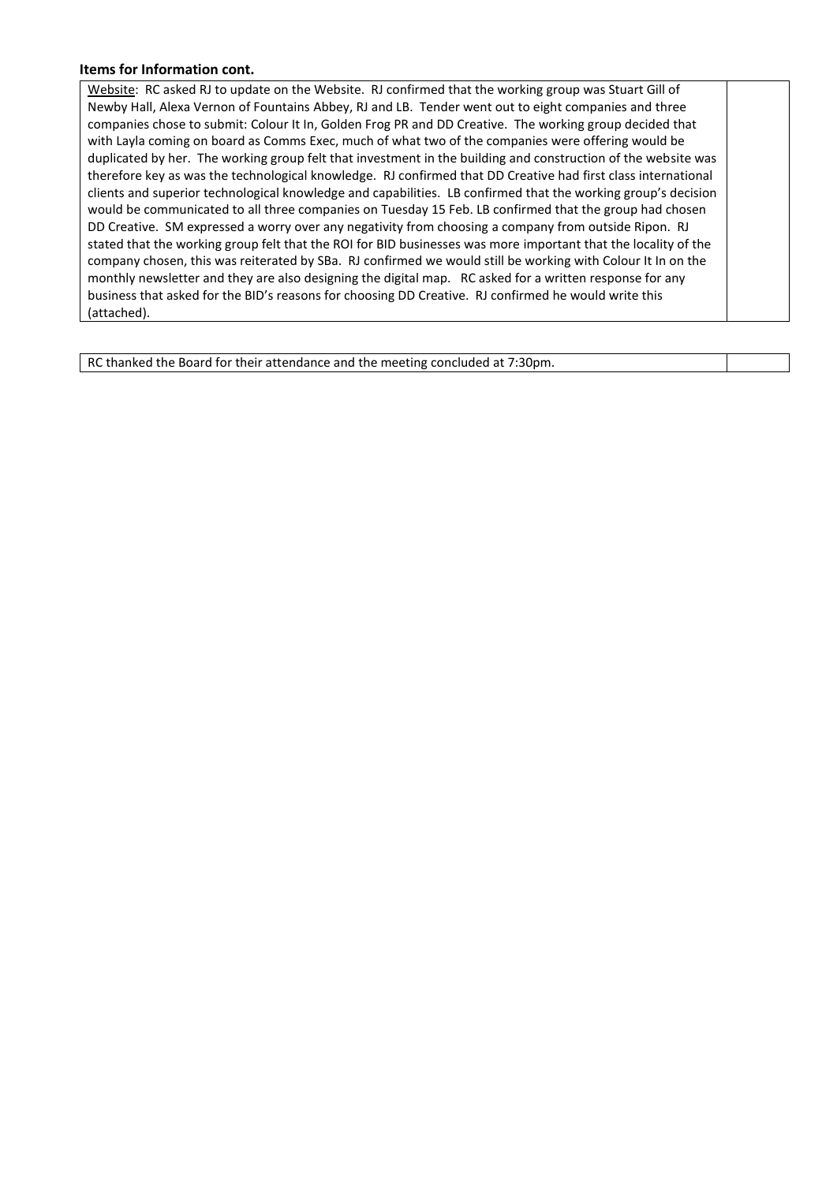**Items for Information cont.**

| | |
|---|---|
| Website: RC asked RJ to update on the Website. RJ confirmed that the working group was Stuart Gill of Newby Hall, Alexa Vernon of Fountains Abbey, RJ and LB. Tender went out to eight companies and three companies chose to submit: Colour It In, Golden Frog PR and DD Creative. The working group decided that with Layla coming on board as Comms Exec, much of what two of the companies were offering would be duplicated by her. The working group felt that investment in the building and construction of the website was therefore key as was the technological knowledge. RJ confirmed that DD Creative had first class international clients and superior technological knowledge and capabilities. LB confirmed that the working group's decision would be communicated to all three companies on Tuesday 15 Feb. LB confirmed that the group had chosen DD Creative. SM expressed a worry over any negativity from choosing a company from outside Ripon. RJ stated that the working group felt that the ROI for BID businesses was more important that the locality of the company chosen, this was reiterated by SBa. RJ confirmed we would still be working with Colour It In on the monthly newsletter and they are also designing the digital map. RC asked for a written response for any business that asked for the BID's reasons for choosing DD Creative. RJ confirmed he would write this (attached). | |

| | |
|---|---|
| RC thanked the Board for their attendance and the meeting concluded at 7:30pm. | |